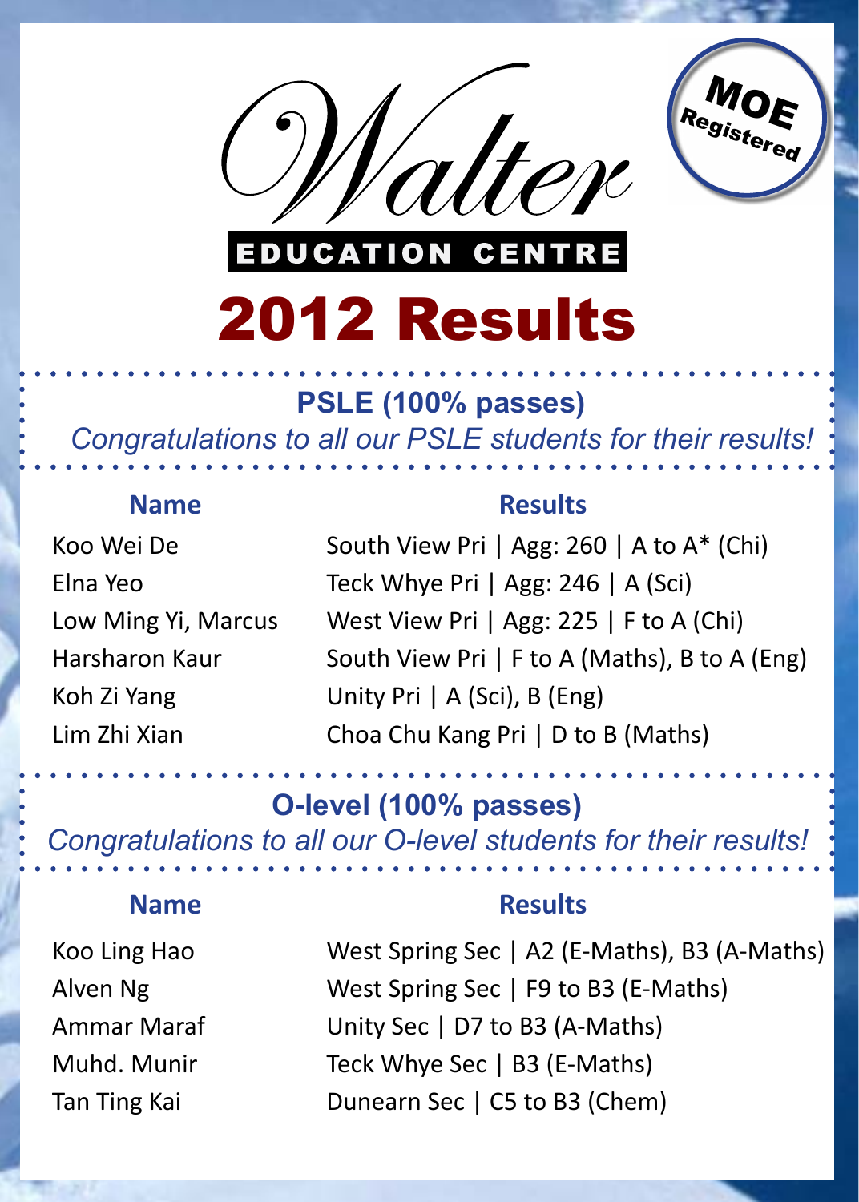# Walter

**EDUCATION CENTRE**

MOE Registered

# 2012 Results

## PSLE (100% passes)

*Congratulations to all our PSLE students for their results!*

| Name | Results |
| --- | --- |
| Koo Wei De | South View Pri \| Agg: 260 \| A to A* (Chi) |
| Elna Yeo | Teck Whye Pri \| Agg: 246 \| A (Sci) |
| Low Ming Yi, Marcus | West View Pri \| Agg: 225 \| F to A (Chi) |
| Harsharon Kaur | South View Pri \| F to A (Maths), B to A (Eng) |
| Koh Zi Yang | Unity Pri \| A (Sci), B (Eng) |
| Lim Zhi Xian | Choa Chu Kang Pri \| D to B (Maths) |

## O-level (100% passes)

*Congratulations to all our O-level students for their results!*

| Name | Results |
| --- | --- |
| Koo Ling Hao | West Spring Sec \| A2 (E-Maths), B3 (A-Maths) |
| Alven Ng | West Spring Sec \| F9 to B3 (E-Maths) |
| Ammar Maraf | Unity Sec \| D7 to B3 (A-Maths) |
| Muhd. Munir | Teck Whye Sec \| B3 (E-Maths) |
| Tan Ting Kai | Dunearn Sec \| C5 to B3 (Chem) |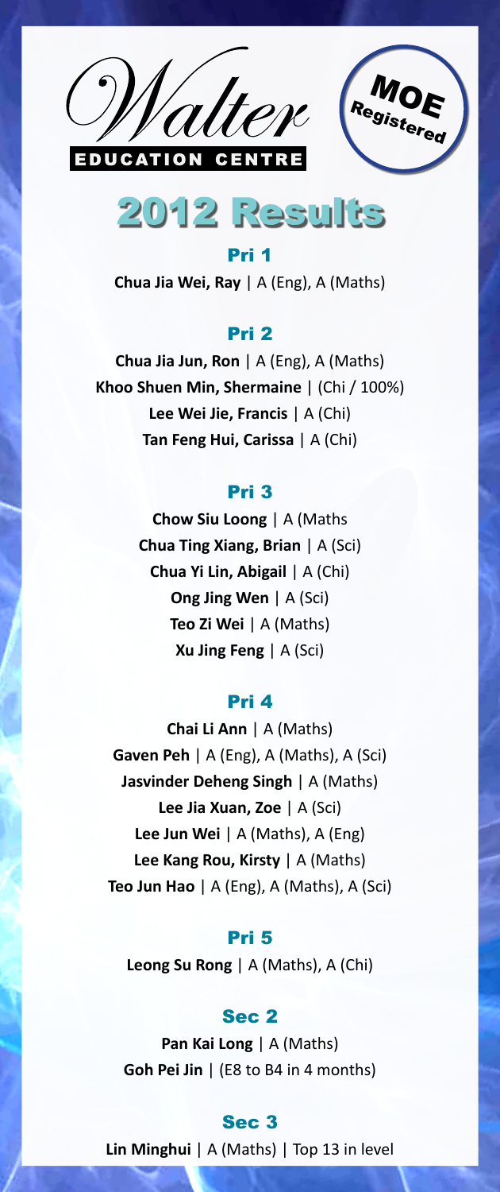Walter

EDUCATION CENTRE

MOE Registered

# 2012 Results

## Pri 1

**Chua Jia Wei, Ray** | A (Eng), A (Maths)

## Pri 2

**Chua Jia Jun, Ron** | A (Eng), A (Maths)
**Khoo Shuen Min, Shermaine** | (Chi / 100%)
**Lee Wei Jie, Francis** | A (Chi)
**Tan Feng Hui, Carissa** | A (Chi)

## Pri 3

**Chow Siu Loong** | A (Maths
**Chua Ting Xiang, Brian** | A (Sci)
**Chua Yi Lin, Abigail** | A (Chi)
**Ong Jing Wen** | A (Sci)
**Teo Zi Wei** | A (Maths)
**Xu Jing Feng** | A (Sci)

## Pri 4

**Chai Li Ann** | A (Maths)
**Gaven Peh** | A (Eng), A (Maths), A (Sci)
**Jasvinder Deheng Singh** | A (Maths)
**Lee Jia Xuan, Zoe** | A (Sci)
**Lee Jun Wei** | A (Maths), A (Eng)
**Lee Kang Rou, Kirsty** | A (Maths)
**Teo Jun Hao** | A (Eng), A (Maths), A (Sci)

## Pri 5

**Leong Su Rong** | A (Maths), A (Chi)

## Sec 2

**Pan Kai Long** | A (Maths)
**Goh Pei Jin** | (E8 to B4 in 4 months)

## Sec 3

**Lin Minghui** | A (Maths) | Top 13 in level